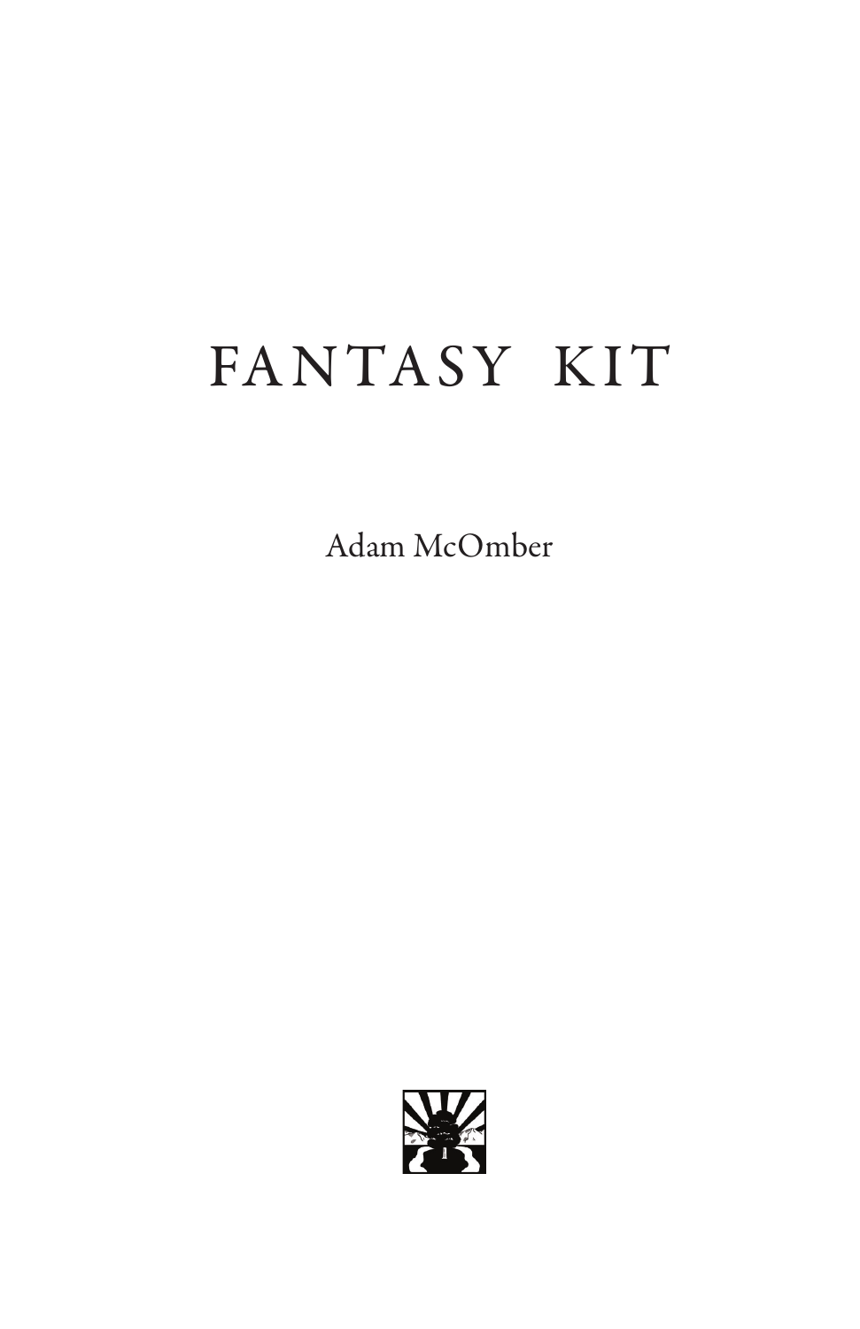# FANTASY KIT

Adam McOmber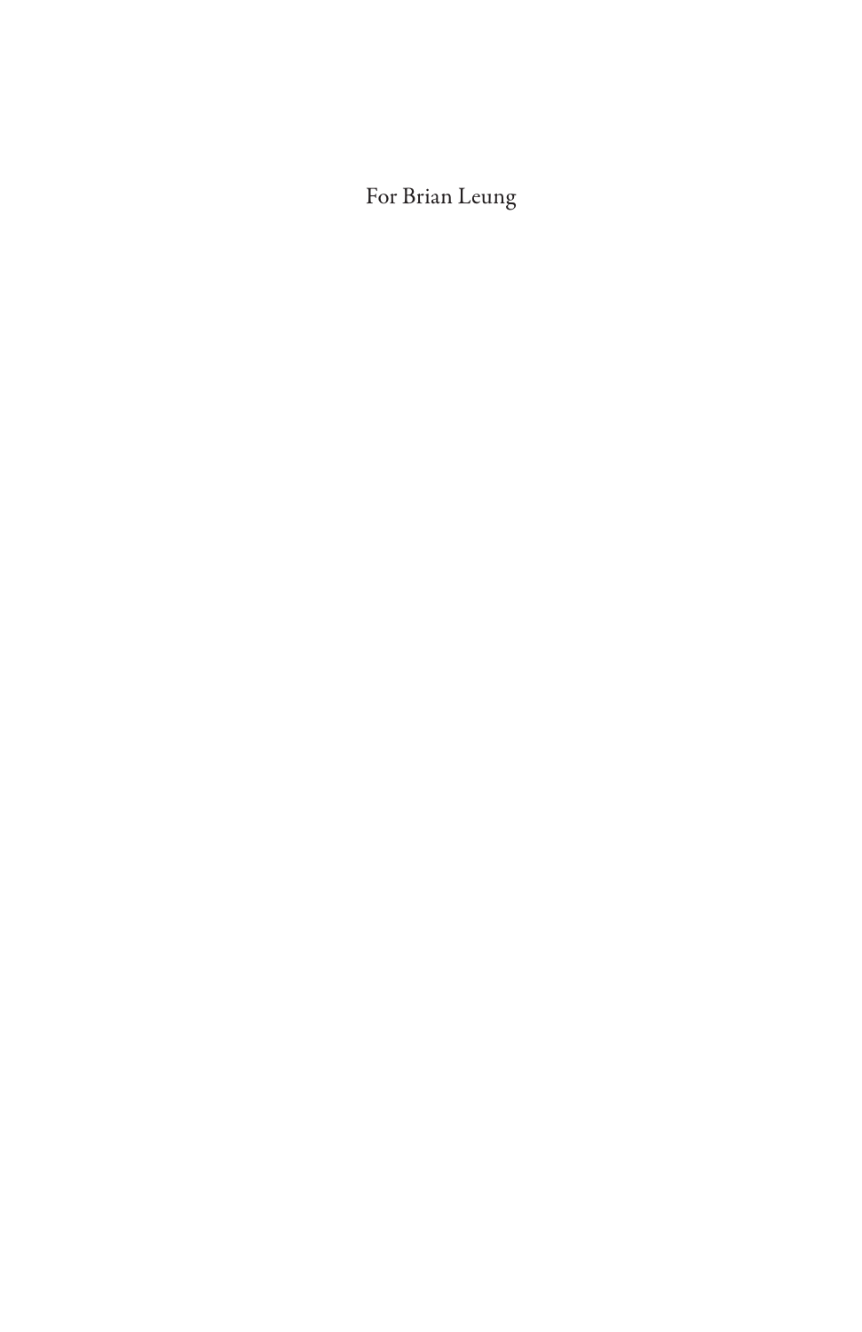For Brian Leung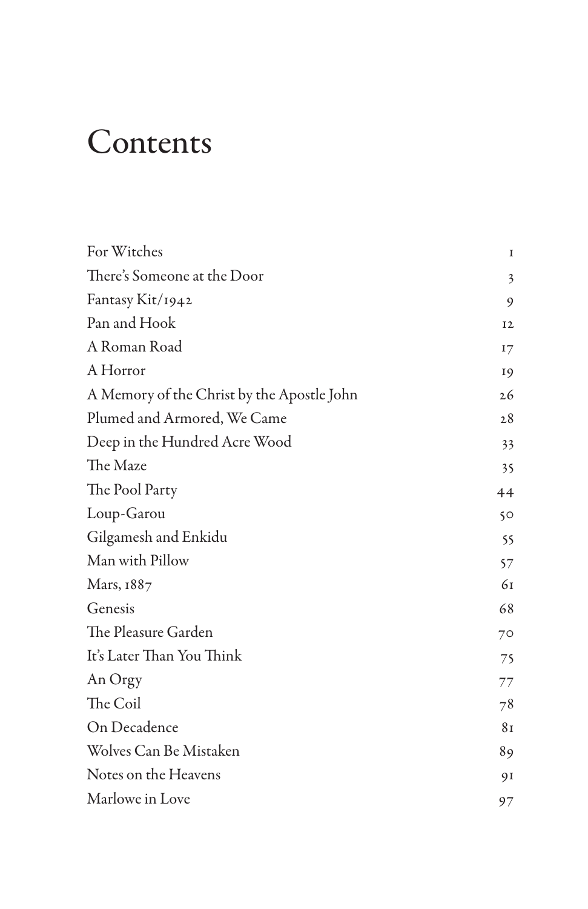# Contents

| | |
|---|---|
| For Witches | 1 |
| There's Someone at the Door | 3 |
| Fantasy Kit/1942 | 9 |
| Pan and Hook | 12 |
| A Roman Road | 17 |
| A Horror | 19 |
| A Memory of the Christ by the Apostle John | 26 |
| Plumed and Armored, We Came | 28 |
| Deep in the Hundred Acre Wood | 33 |
| The Maze | 35 |
| The Pool Party | 44 |
| Loup-Garou | 50 |
| Gilgamesh and Enkidu | 55 |
| Man with Pillow | 57 |
| Mars, 1887 | 61 |
| Genesis | 68 |
| The Pleasure Garden | 70 |
| It's Later Than You Think | 75 |
| An Orgy | 77 |
| The Coil | 78 |
| On Decadence | 81 |
| Wolves Can Be Mistaken | 89 |
| Notes on the Heavens | 91 |
| Marlowe in Love | 97 |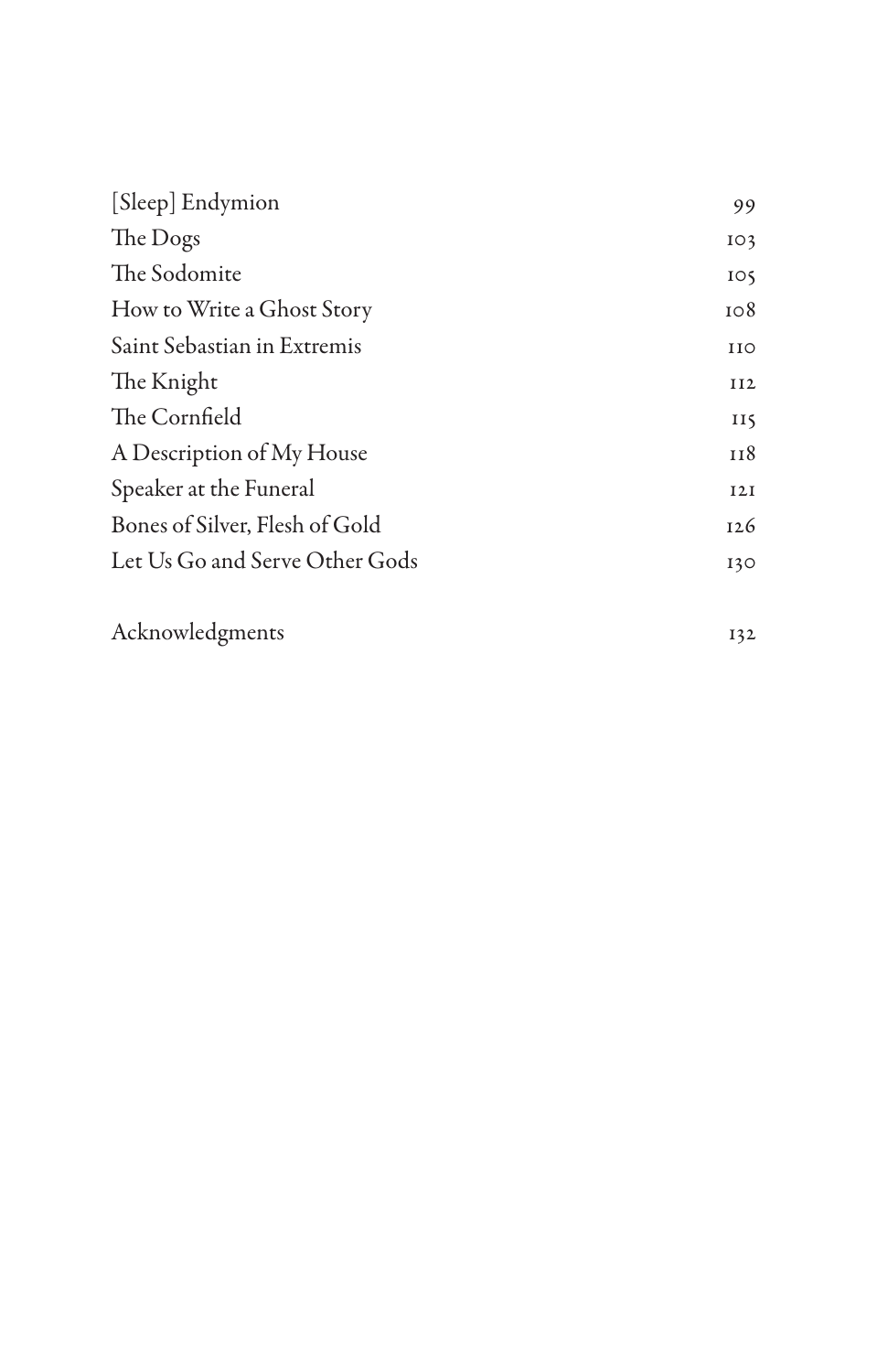| | |
|---|---|
| [Sleep] Endymion | 99 |
| The Dogs | 103 |
| The Sodomite | 105 |
| How to Write a Ghost Story | 108 |
| Saint Sebastian in Extremis | 110 |
| The Knight | 112 |
| The Cornfield | 115 |
| A Description of My House | 118 |
| Speaker at the Funeral | 121 |
| Bones of Silver, Flesh of Gold | 126 |
| Let Us Go and Serve Other Gods | 130 |
| | |
| Acknowledgments | 132 |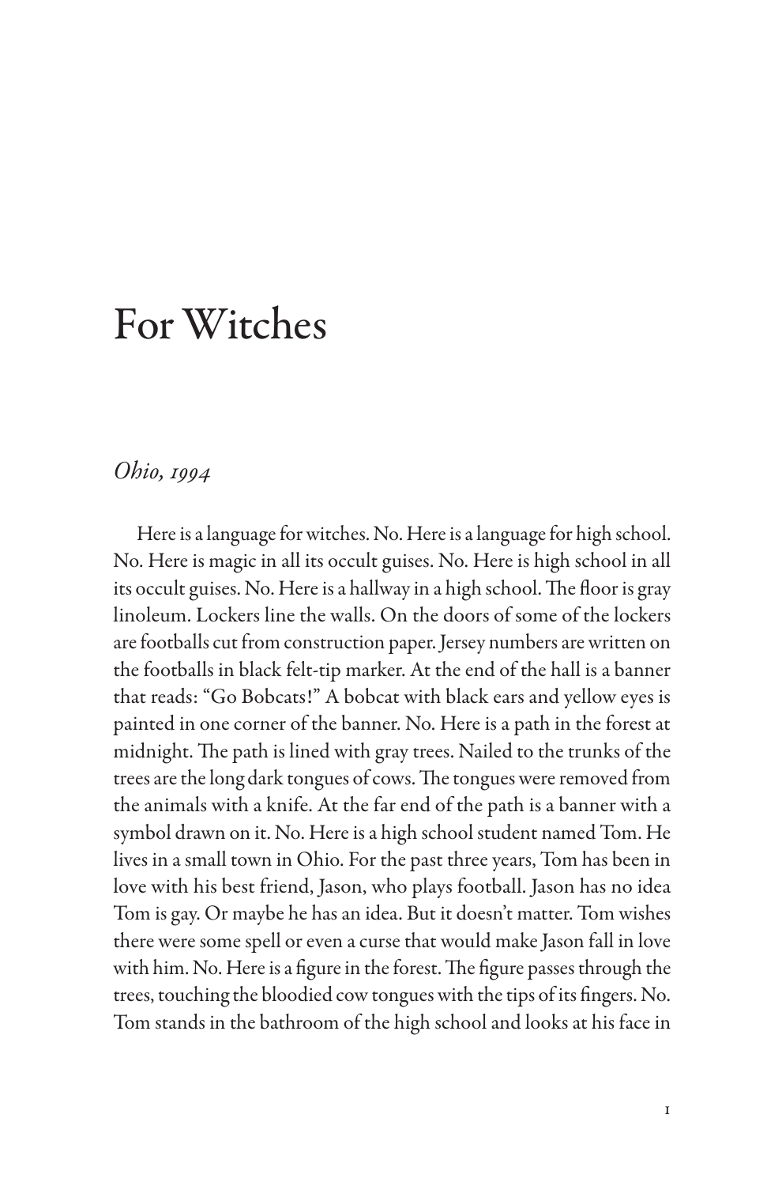# For Witches

*Ohio, 1994*

Here is a language for witches. No. Here is a language for high school. No. Here is magic in all its occult guises. No. Here is high school in all its occult guises. No. Here is a hallway in a high school. The floor is gray linoleum. Lockers line the walls. On the doors of some of the lockers are footballs cut from construction paper. Jersey numbers are written on the footballs in black felt-tip marker. At the end of the hall is a banner that reads: "Go Bobcats!" A bobcat with black ears and yellow eyes is painted in one corner of the banner. No. Here is a path in the forest at midnight. The path is lined with gray trees. Nailed to the trunks of the trees are the long dark tongues of cows. The tongues were removed from the animals with a knife. At the far end of the path is a banner with a symbol drawn on it. No. Here is a high school student named Tom. He lives in a small town in Ohio. For the past three years, Tom has been in love with his best friend, Jason, who plays football. Jason has no idea Tom is gay. Or maybe he has an idea. But it doesn't matter. Tom wishes there were some spell or even a curse that would make Jason fall in love with him. No. Here is a figure in the forest. The figure passes through the trees, touching the bloodied cow tongues with the tips of its fingers. No. Tom stands in the bathroom of the high school and looks at his face in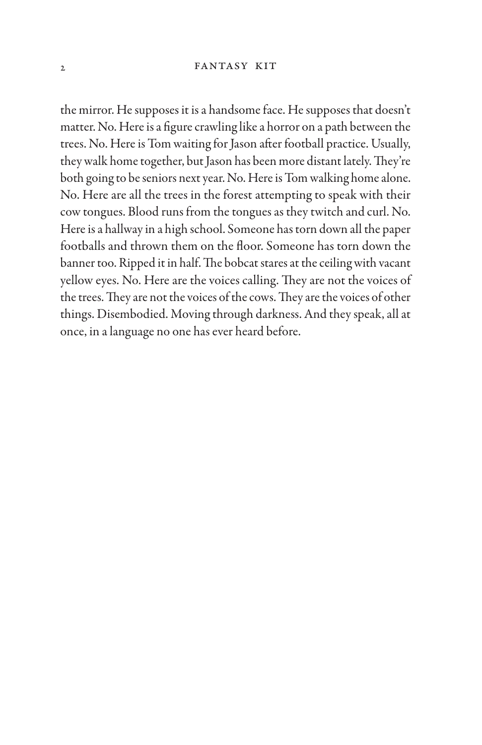the mirror. He supposes it is a handsome face. He supposes that doesn't matter. No. Here is a figure crawling like a horror on a path between the trees. No. Here is Tom waiting for Jason after football practice. Usually, they walk home together, but Jason has been more distant lately. They're both going to be seniors next year. No. Here is Tom walking home alone. No. Here are all the trees in the forest attempting to speak with their cow tongues. Blood runs from the tongues as they twitch and curl. No. Here is a hallway in a high school. Someone has torn down all the paper footballs and thrown them on the floor. Someone has torn down the banner too. Ripped it in half. The bobcat stares at the ceiling with vacant yellow eyes. No. Here are the voices calling. They are not the voices of the trees. They are not the voices of the cows. They are the voices of other things. Disembodied. Moving through darkness. And they speak, all at once, in a language no one has ever heard before.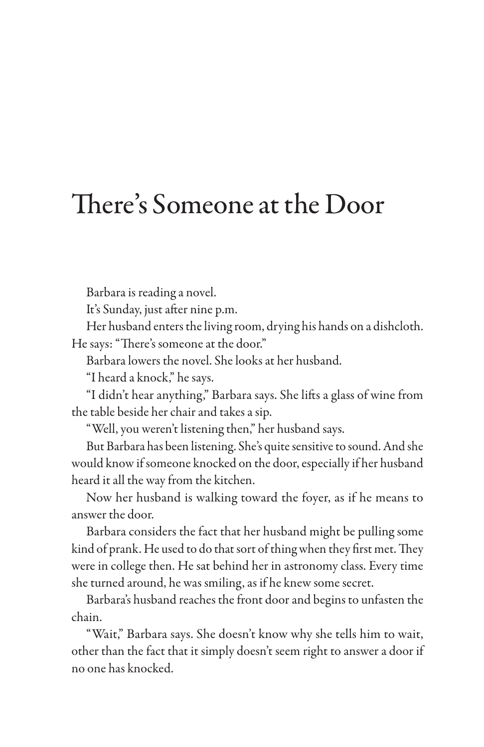# There's Someone at the Door

Barbara is reading a novel.

It's Sunday, just after nine p.m.

Her husband enters the living room, drying his hands on a dishcloth. He says: "There's someone at the door."

Barbara lowers the novel. She looks at her husband.

"I heard a knock," he says.

"I didn't hear anything," Barbara says. She lifts a glass of wine from the table beside her chair and takes a sip.

"Well, you weren't listening then," her husband says.

But Barbara has been listening. She's quite sensitive to sound. And she would know if someone knocked on the door, especially if her husband heard it all the way from the kitchen.

Now her husband is walking toward the foyer, as if he means to answer the door.

Barbara considers the fact that her husband might be pulling some kind of prank. He used to do that sort of thing when they first met. They were in college then. He sat behind her in astronomy class. Every time she turned around, he was smiling, as if he knew some secret.

Barbara's husband reaches the front door and begins to unfasten the chain.

"Wait," Barbara says. She doesn't know why she tells him to wait, other than the fact that it simply doesn't seem right to answer a door if no one has knocked.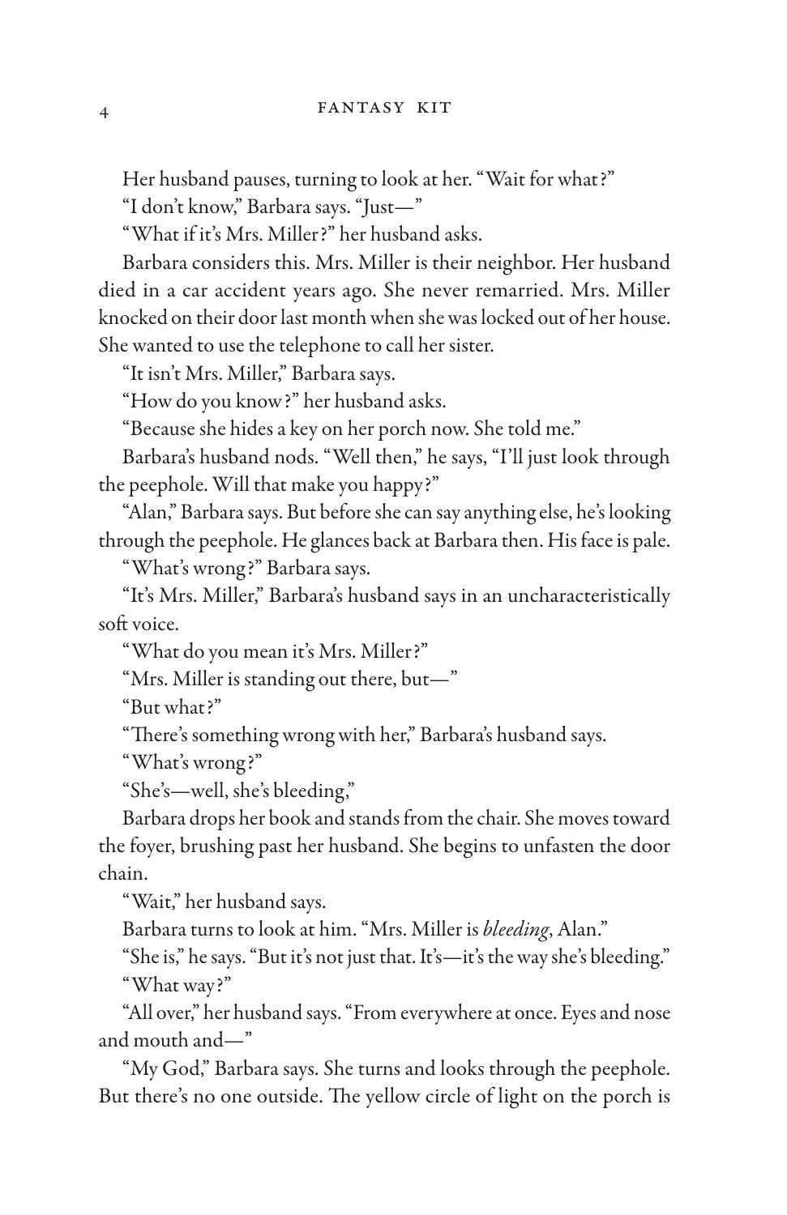Her husband pauses, turning to look at her. "Wait for what?"

"I don't know," Barbara says. "Just—"

"What if it's Mrs. Miller?" her husband asks.

Barbara considers this. Mrs. Miller is their neighbor. Her husband died in a car accident years ago. She never remarried. Mrs. Miller knocked on their door last month when she was locked out of her house. She wanted to use the telephone to call her sister.

"It isn't Mrs. Miller," Barbara says.

"How do you know?" her husband asks.

"Because she hides a key on her porch now. She told me."

Barbara's husband nods. "Well then," he says, "I'll just look through the peephole. Will that make you happy?"

"Alan," Barbara says. But before she can say anything else, he's looking through the peephole. He glances back at Barbara then. His face is pale.

"What's wrong?" Barbara says.

"It's Mrs. Miller," Barbara's husband says in an uncharacteristically soft voice.

"What do you mean it's Mrs. Miller?"

"Mrs. Miller is standing out there, but—"

"But what?"

"There's something wrong with her," Barbara's husband says.

"What's wrong?"

"She's—well, she's bleeding,"

Barbara drops her book and stands from the chair. She moves toward the foyer, brushing past her husband. She begins to unfasten the door chain.

"Wait," her husband says.

Barbara turns to look at him. "Mrs. Miller is *bleeding*, Alan."

"She is," he says. "But it's not just that. It's—it's the way she's bleeding."

"What way?"

"All over," her husband says. "From everywhere at once. Eyes and nose and mouth and—"

"My God," Barbara says. She turns and looks through the peephole. But there's no one outside. The yellow circle of light on the porch is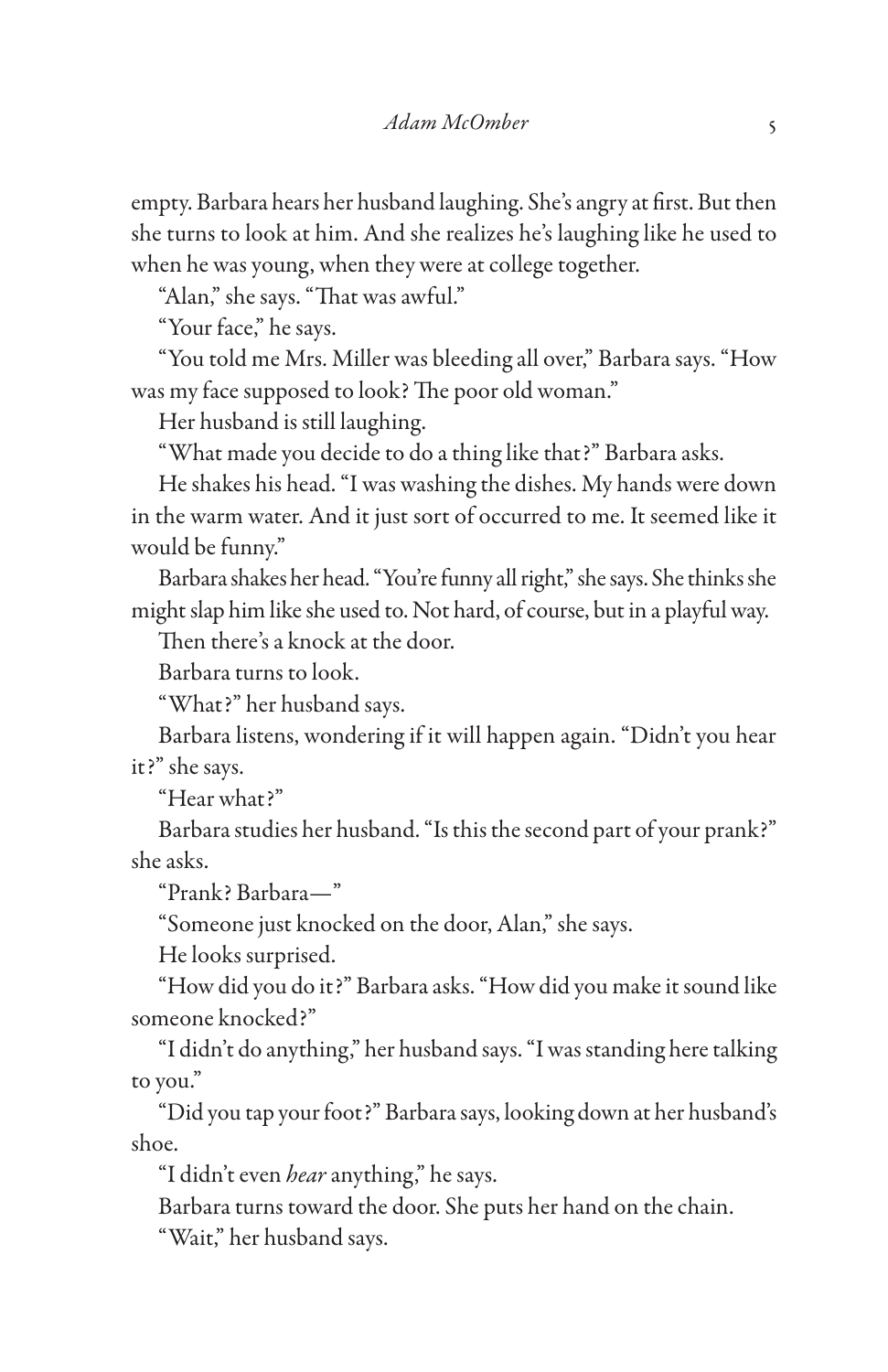empty. Barbara hears her husband laughing. She's angry at first. But then she turns to look at him. And she realizes he's laughing like he used to when he was young, when they were at college together.

"Alan," she says. "That was awful."

"Your face," he says.

"You told me Mrs. Miller was bleeding all over," Barbara says. "How was my face supposed to look? The poor old woman."

Her husband is still laughing.

"What made you decide to do a thing like that?" Barbara asks.

He shakes his head. "I was washing the dishes. My hands were down in the warm water. And it just sort of occurred to me. It seemed like it would be funny."

Barbara shakes her head. "You're funny all right," she says. She thinks she might slap him like she used to. Not hard, of course, but in a playful way.

Then there's a knock at the door.

Barbara turns to look.

"What?" her husband says.

Barbara listens, wondering if it will happen again. "Didn't you hear it?" she says.

"Hear what?"

Barbara studies her husband. "Is this the second part of your prank?" she asks.

"Prank? Barbara—"

"Someone just knocked on the door, Alan," she says.

He looks surprised.

"How did you do it?" Barbara asks. "How did you make it sound like someone knocked?"

"I didn't do anything," her husband says. "I was standing here talking to you."

"Did you tap your foot?" Barbara says, looking down at her husband's shoe.

"I didn't even *hear* anything," he says.

Barbara turns toward the door. She puts her hand on the chain.

"Wait," her husband says.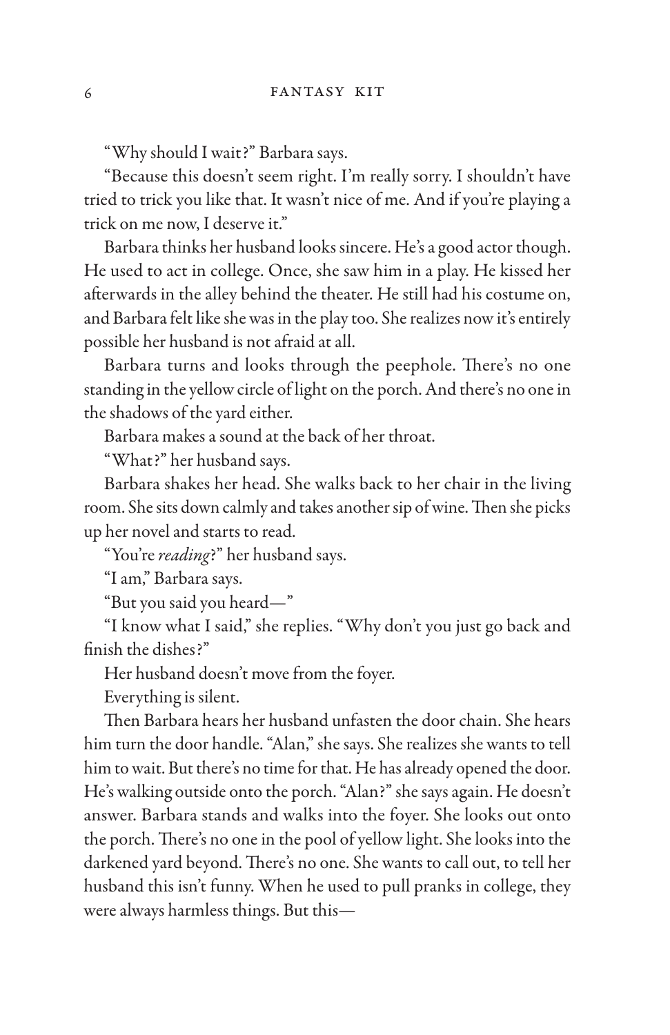"Why should I wait?" Barbara says.

"Because this doesn't seem right. I'm really sorry. I shouldn't have tried to trick you like that. It wasn't nice of me. And if you're playing a trick on me now, I deserve it."

Barbara thinks her husband looks sincere. He's a good actor though. He used to act in college. Once, she saw him in a play. He kissed her afterwards in the alley behind the theater. He still had his costume on, and Barbara felt like she was in the play too. She realizes now it's entirely possible her husband is not afraid at all.

Barbara turns and looks through the peephole. There's no one standing in the yellow circle of light on the porch. And there's no one in the shadows of the yard either.

Barbara makes a sound at the back of her throat.

"What?" her husband says.

Barbara shakes her head. She walks back to her chair in the living room. She sits down calmly and takes another sip of wine. Then she picks up her novel and starts to read.

"You're *reading*?" her husband says.

"I am," Barbara says.

"But you said you heard—"

"I know what I said," she replies. "Why don't you just go back and finish the dishes?"

Her husband doesn't move from the foyer.

Everything is silent.

Then Barbara hears her husband unfasten the door chain. She hears him turn the door handle. "Alan," she says. She realizes she wants to tell him to wait. But there's no time for that. He has already opened the door. He's walking outside onto the porch. "Alan?" she says again. He doesn't answer. Barbara stands and walks into the foyer. She looks out onto the porch. There's no one in the pool of yellow light. She looks into the darkened yard beyond. There's no one. She wants to call out, to tell her husband this isn't funny. When he used to pull pranks in college, they were always harmless things. But this—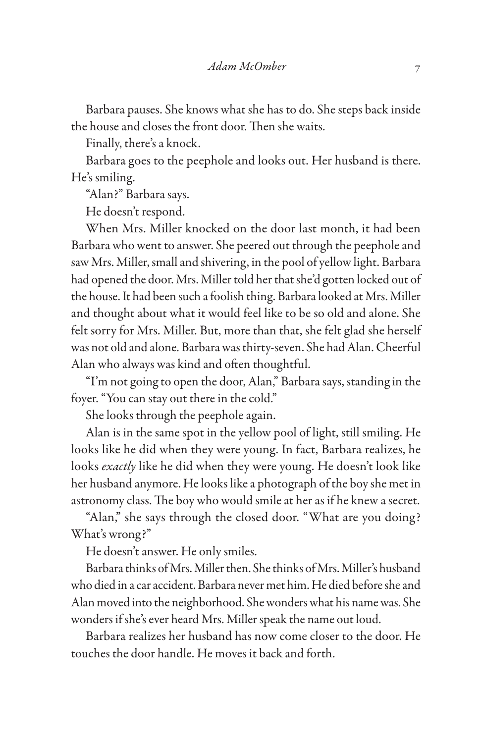Barbara pauses. She knows what she has to do. She steps back inside the house and closes the front door. Then she waits.

Finally, there's a knock.

Barbara goes to the peephole and looks out. Her husband is there. He's smiling.

"Alan?" Barbara says.

He doesn't respond.

When Mrs. Miller knocked on the door last month, it had been Barbara who went to answer. She peered out through the peephole and saw Mrs. Miller, small and shivering, in the pool of yellow light. Barbara had opened the door. Mrs. Miller told her that she'd gotten locked out of the house. It had been such a foolish thing. Barbara looked at Mrs. Miller and thought about what it would feel like to be so old and alone. She felt sorry for Mrs. Miller. But, more than that, she felt glad she herself was not old and alone. Barbara was thirty-seven. She had Alan. Cheerful Alan who always was kind and often thoughtful.

"I'm not going to open the door, Alan," Barbara says, standing in the foyer. "You can stay out there in the cold."

She looks through the peephole again.

Alan is in the same spot in the yellow pool of light, still smiling. He looks like he did when they were young. In fact, Barbara realizes, he looks *exactly* like he did when they were young. He doesn't look like her husband anymore. He looks like a photograph of the boy she met in astronomy class. The boy who would smile at her as if he knew a secret.

"Alan," she says through the closed door. "What are you doing? What's wrong?"

He doesn't answer. He only smiles.

Barbara thinks of Mrs. Miller then. She thinks of Mrs. Miller's husband who died in a car accident. Barbara never met him. He died before she and Alan moved into the neighborhood. She wonders what his name was. She wonders if she's ever heard Mrs. Miller speak the name out loud.

Barbara realizes her husband has now come closer to the door. He touches the door handle. He moves it back and forth.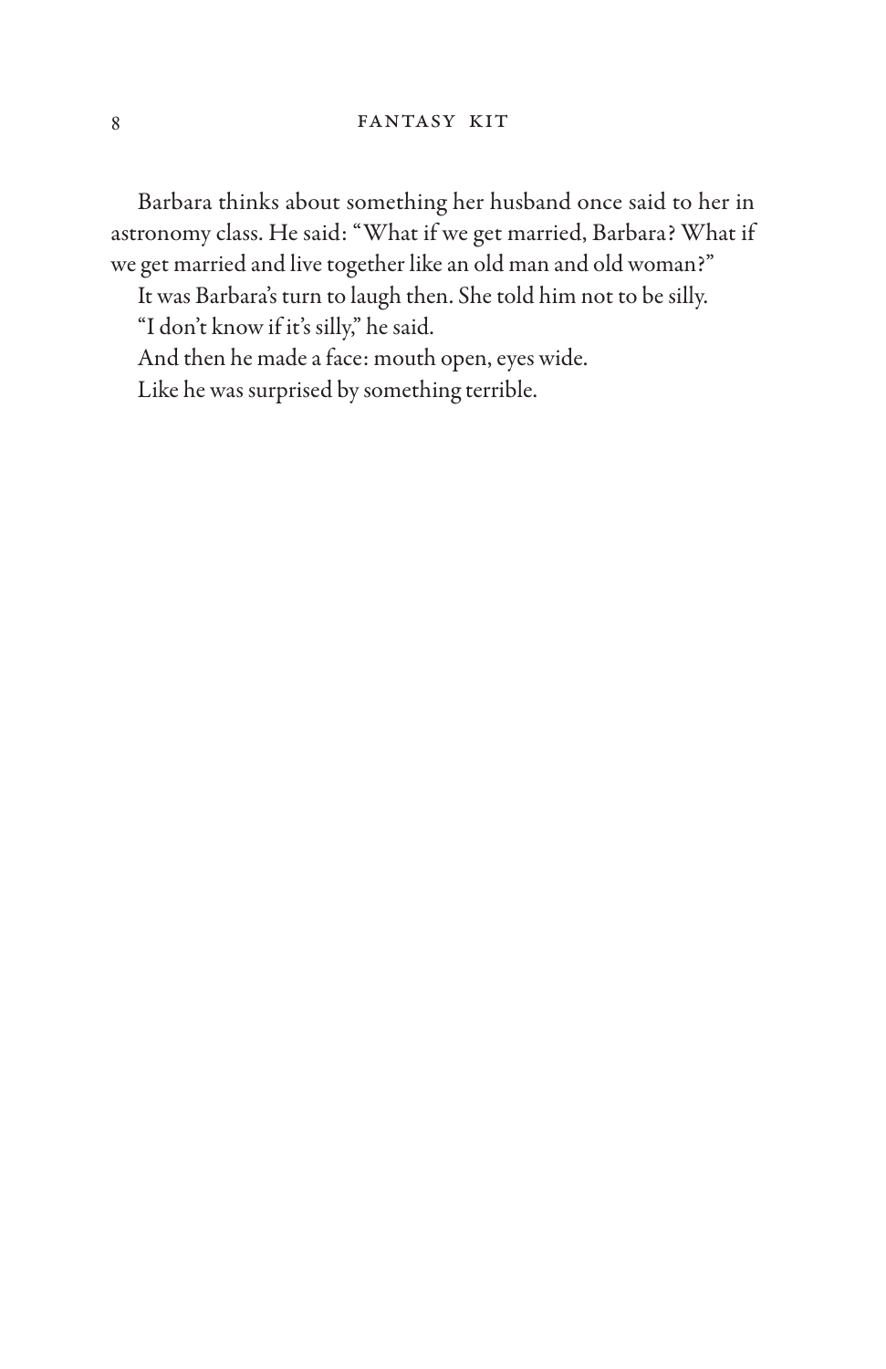Barbara thinks about something her husband once said to her in astronomy class. He said: "What if we get married, Barbara? What if we get married and live together like an old man and old woman?"

It was Barbara's turn to laugh then. She told him not to be silly.

"I don't know if it's silly," he said.

And then he made a face: mouth open, eyes wide.

Like he was surprised by something terrible.